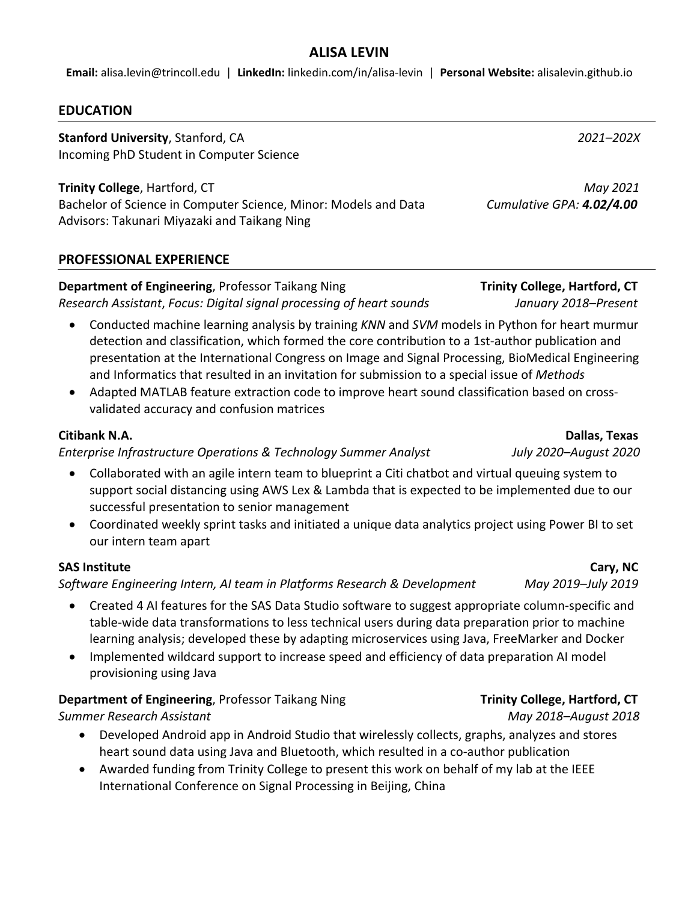# ALISA LEVIN

**Email:** alisa.levin@trincoll.edu | **LinkedIn:** linkedin.com/in/alisa-levin | **Personal Website:** alisalevin.github.io

## EDUCATION

**Stanford University**, Stanford, CA — *2021–202X*
Incoming PhD Student in Computer Science

**Trinity College**, Hartford, CT — *May 2021*
Bachelor of Science in Computer Science, Minor: Models and Data — *Cumulative GPA: **4.02/4.00***
Advisors: Takunari Miyazaki and Taikang Ning

## PROFESSIONAL EXPERIENCE

**Department of Engineering**, Professor Taikang Ning — **Trinity College, Hartford, CT**
*Research Assistant*, *Focus: Digital signal processing of heart sounds* — *January 2018–Present*

- Conducted machine learning analysis by training *KNN* and *SVM* models in Python for heart murmur detection and classification, which formed the core contribution to a 1st-author publication and presentation at the International Congress on Image and Signal Processing, BioMedical Engineering and Informatics that resulted in an invitation for submission to a special issue of *Methods*
- Adapted MATLAB feature extraction code to improve heart sound classification based on cross-validated accuracy and confusion matrices

**Citibank N.A.** — **Dallas, Texas**
*Enterprise Infrastructure Operations & Technology Summer Analyst* — *July 2020–August 2020*

- Collaborated with an agile intern team to blueprint a Citi chatbot and virtual queuing system to support social distancing using AWS Lex & Lambda that is expected to be implemented due to our successful presentation to senior management
- Coordinated weekly sprint tasks and initiated a unique data analytics project using Power BI to set our intern team apart

**SAS Institute** — **Cary, NC**
*Software Engineering Intern, AI team in Platforms Research & Development* — *May 2019–July 2019*

- Created 4 AI features for the SAS Data Studio software to suggest appropriate column-specific and table-wide data transformations to less technical users during data preparation prior to machine learning analysis; developed these by adapting microservices using Java, FreeMarker and Docker
- Implemented wildcard support to increase speed and efficiency of data preparation AI model provisioning using Java

**Department of Engineering**, Professor Taikang Ning — **Trinity College, Hartford, CT**
*Summer Research Assistant* — *May 2018–August 2018*

- Developed Android app in Android Studio that wirelessly collects, graphs, analyzes and stores heart sound data using Java and Bluetooth, which resulted in a co-author publication
- Awarded funding from Trinity College to present this work on behalf of my lab at the IEEE International Conference on Signal Processing in Beijing, China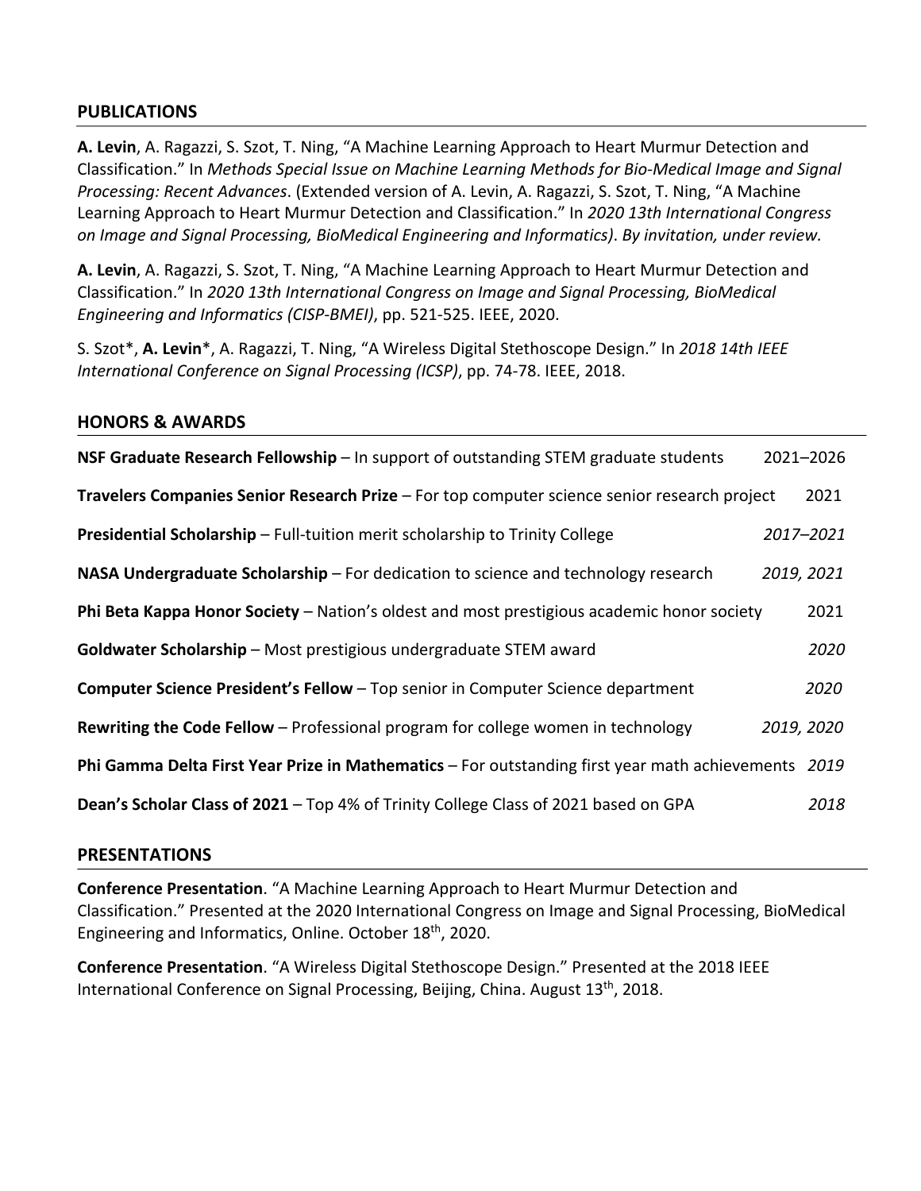## PUBLICATIONS

**A. Levin**, A. Ragazzi, S. Szot, T. Ning, "A Machine Learning Approach to Heart Murmur Detection and Classification." In *Methods Special Issue on Machine Learning Methods for Bio-Medical Image and Signal Processing: Recent Advances*. (Extended version of A. Levin, A. Ragazzi, S. Szot, T. Ning, "A Machine Learning Approach to Heart Murmur Detection and Classification." In *2020 13th International Congress on Image and Signal Processing, BioMedical Engineering and Informatics)*. *By invitation, under review.*

**A. Levin**, A. Ragazzi, S. Szot, T. Ning, "A Machine Learning Approach to Heart Murmur Detection and Classification." In *2020 13th International Congress on Image and Signal Processing, BioMedical Engineering and Informatics (CISP-BMEI)*, pp. 521-525. IEEE, 2020.

S. Szot*, **A. Levin***, A. Ragazzi, T. Ning, "A Wireless Digital Stethoscope Design." In *2018 14th IEEE International Conference on Signal Processing (ICSP)*, pp. 74-78. IEEE, 2018.

## HONORS & AWARDS

**NSF Graduate Research Fellowship** – In support of outstanding STEM graduate students 2021–2026

**Travelers Companies Senior Research Prize** – For top computer science senior research project 2021

**Presidential Scholarship** – Full-tuition merit scholarship to Trinity College *2017–2021*

**NASA Undergraduate Scholarship** – For dedication to science and technology research *2019, 2021*

**Phi Beta Kappa Honor Society** – Nation's oldest and most prestigious academic honor society 2021

**Goldwater Scholarship** – Most prestigious undergraduate STEM award *2020*

**Computer Science President's Fellow** – Top senior in Computer Science department *2020*

**Rewriting the Code Fellow** – Professional program for college women in technology *2019, 2020*

**Phi Gamma Delta First Year Prize in Mathematics** – For outstanding first year math achievements *2019*

**Dean's Scholar Class of 2021** – Top 4% of Trinity College Class of 2021 based on GPA *2018*

## PRESENTATIONS

**Conference Presentation**. "A Machine Learning Approach to Heart Murmur Detection and Classification." Presented at the 2020 International Congress on Image and Signal Processing, BioMedical Engineering and Informatics, Online. October 18th, 2020.

**Conference Presentation**. "A Wireless Digital Stethoscope Design." Presented at the 2018 IEEE International Conference on Signal Processing, Beijing, China. August 13th, 2018.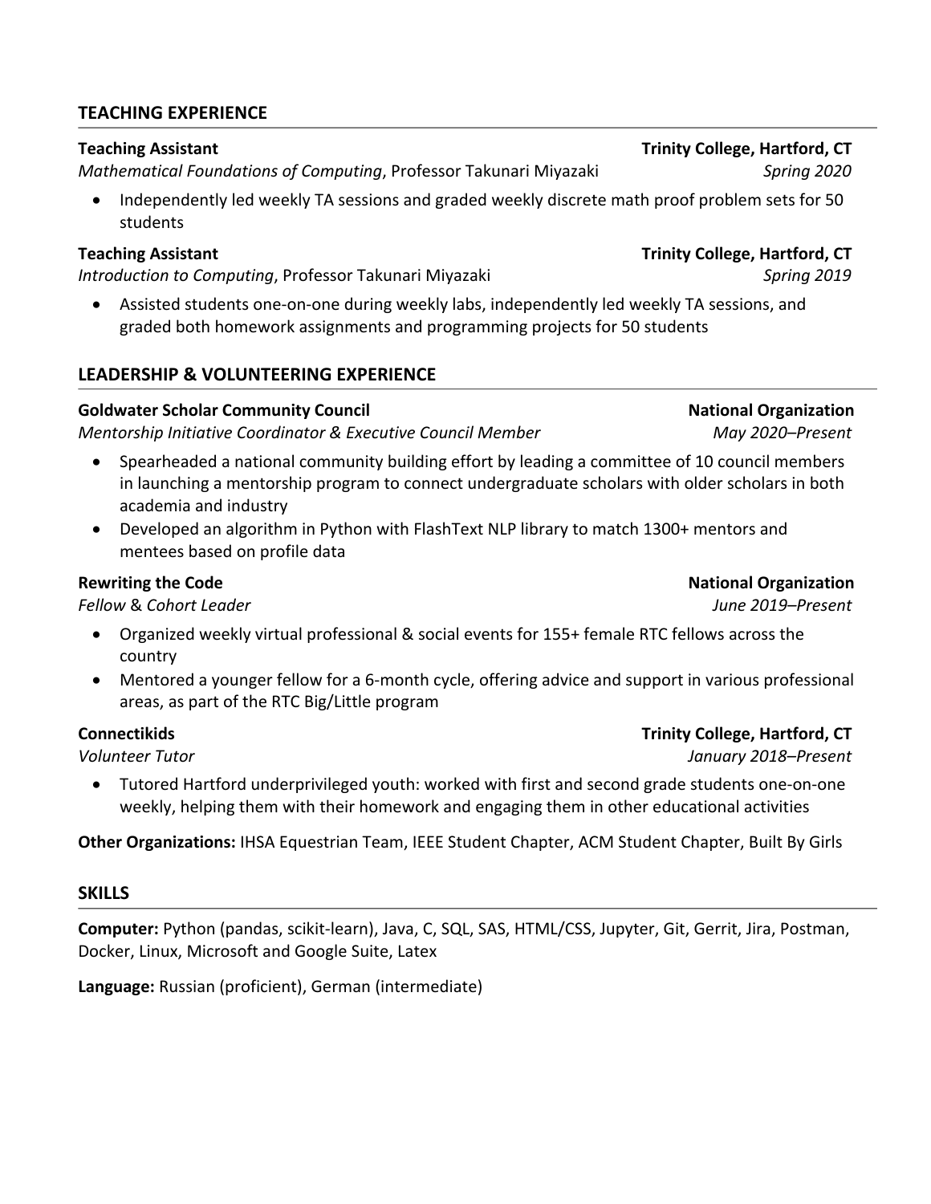## TEACHING EXPERIENCE

**Teaching Assistant** — **Trinity College, Hartford, CT**
*Mathematical Foundations of Computing*, Professor Takunari Miyazaki — *Spring 2020*

- Independently led weekly TA sessions and graded weekly discrete math proof problem sets for 50 students

**Teaching Assistant** — **Trinity College, Hartford, CT**
*Introduction to Computing*, Professor Takunari Miyazaki — *Spring 2019*

- Assisted students one-on-one during weekly labs, independently led weekly TA sessions, and graded both homework assignments and programming projects for 50 students

## LEADERSHIP & VOLUNTEERING EXPERIENCE

**Goldwater Scholar Community Council** — **National Organization**
*Mentorship Initiative Coordinator & Executive Council Member* — *May 2020–Present*

- Spearheaded a national community building effort by leading a committee of 10 council members in launching a mentorship program to connect undergraduate scholars with older scholars in both academia and industry
- Developed an algorithm in Python with FlashText NLP library to match 1300+ mentors and mentees based on profile data

**Rewriting the Code** — **National Organization**
*Fellow* & *Cohort Leader* — *June 2019–Present*

- Organized weekly virtual professional & social events for 155+ female RTC fellows across the country
- Mentored a younger fellow for a 6-month cycle, offering advice and support in various professional areas, as part of the RTC Big/Little program

**Connectikids** — **Trinity College, Hartford, CT**
*Volunteer Tutor* — *January 2018–Present*

- Tutored Hartford underprivileged youth: worked with first and second grade students one-on-one weekly, helping them with their homework and engaging them in other educational activities

**Other Organizations:** IHSA Equestrian Team, IEEE Student Chapter, ACM Student Chapter, Built By Girls

## SKILLS

**Computer:** Python (pandas, scikit-learn), Java, C, SQL, SAS, HTML/CSS, Jupyter, Git, Gerrit, Jira, Postman, Docker, Linux, Microsoft and Google Suite, Latex

**Language:** Russian (proficient), German (intermediate)